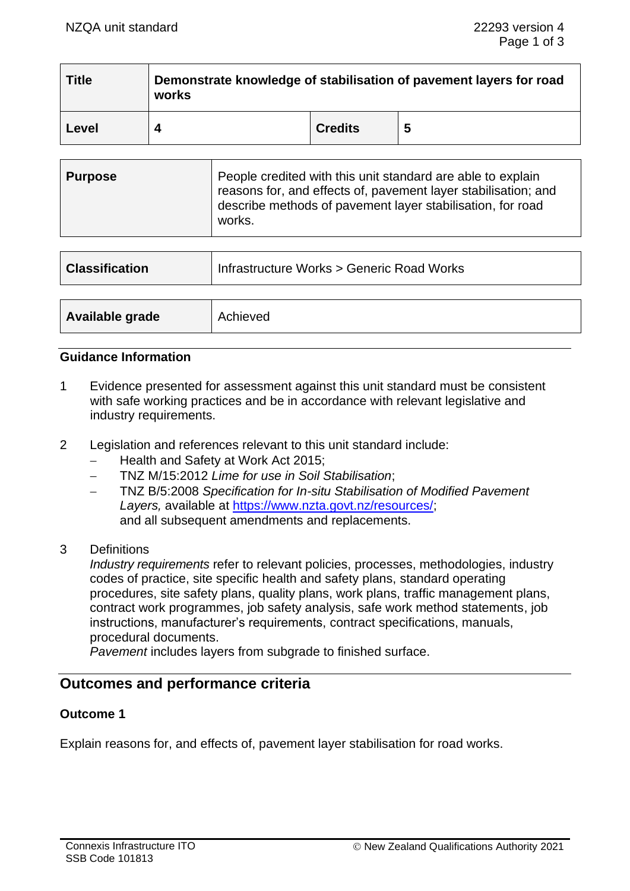| Title | Demonstrate knowledge of stabilisation of pavement layers for road works | | |
|---|---|---|---|
| **Level** | **4** | **Credits** | **5** |

| Purpose | People credited with this unit standard are able to explain reasons for, and effects of, pavement layer stabilisation; and describe methods of pavement layer stabilisation, for road works. |
|---|---|

| Classification | Infrastructure Works > Generic Road Works |
|---|---|

| Available grade | Achieved |
|---|---|

### Guidance Information

1. Evidence presented for assessment against this unit standard must be consistent with safe working practices and be in accordance with relevant legislative and industry requirements.

2. Legislation and references relevant to this unit standard include:
   - Health and Safety at Work Act 2015;
   - TNZ M/15:2012 *Lime for use in Soil Stabilisation*;
   - TNZ B/5:2008 *Specification for In-situ Stabilisation of Modified Pavement Layers,* available at https://www.nzta.govt.nz/resources/;

   and all subsequent amendments and replacements.

3. Definitions

   *Industry requirements* refer to relevant policies, processes, methodologies, industry codes of practice, site specific health and safety plans, standard operating procedures, site safety plans, quality plans, work plans, traffic management plans, contract work programmes, job safety analysis, safe work method statements, job instructions, manufacturer's requirements, contract specifications, manuals, procedural documents.

   *Pavement* includes layers from subgrade to finished surface.

## Outcomes and performance criteria

### Outcome 1

Explain reasons for, and effects of, pavement layer stabilisation for road works.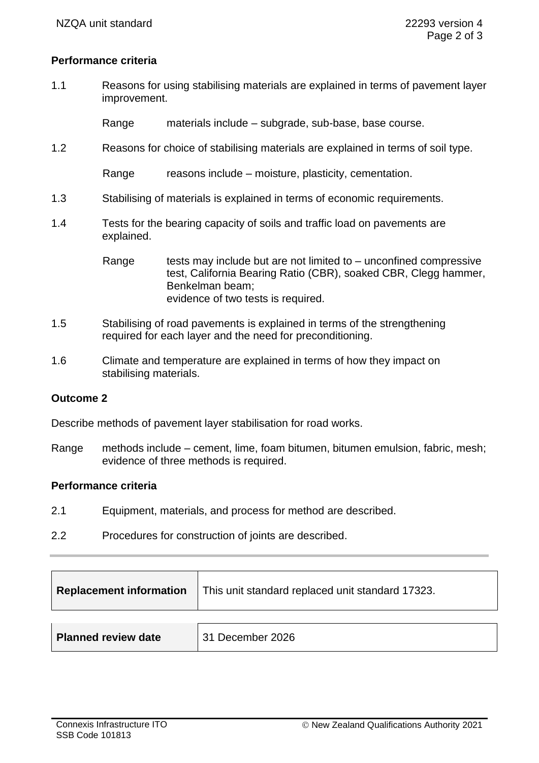### Performance criteria

1.1 Reasons for using stabilising materials are explained in terms of pavement layer improvement.

Range materials include – subgrade, sub-base, base course.

1.2 Reasons for choice of stabilising materials are explained in terms of soil type.

Range reasons include – moisture, plasticity, cementation.

1.3 Stabilising of materials is explained in terms of economic requirements.

1.4 Tests for the bearing capacity of soils and traffic load on pavements are explained.

Range tests may include but are not limited to – unconfined compressive test, California Bearing Ratio (CBR), soaked CBR, Clegg hammer, Benkelman beam;
evidence of two tests is required.

1.5 Stabilising of road pavements is explained in terms of the strengthening required for each layer and the need for preconditioning.

1.6 Climate and temperature are explained in terms of how they impact on stabilising materials.

## Outcome 2

Describe methods of pavement layer stabilisation for road works.

Range methods include – cement, lime, foam bitumen, bitumen emulsion, fabric, mesh; evidence of three methods is required.

### Performance criteria

2.1 Equipment, materials, and process for method are described.

2.2 Procedures for construction of joints are described.

| **Replacement information** | This unit standard replaced unit standard 17323. |
|---|---|

| **Planned review date** | 31 December 2026 |
|---|---|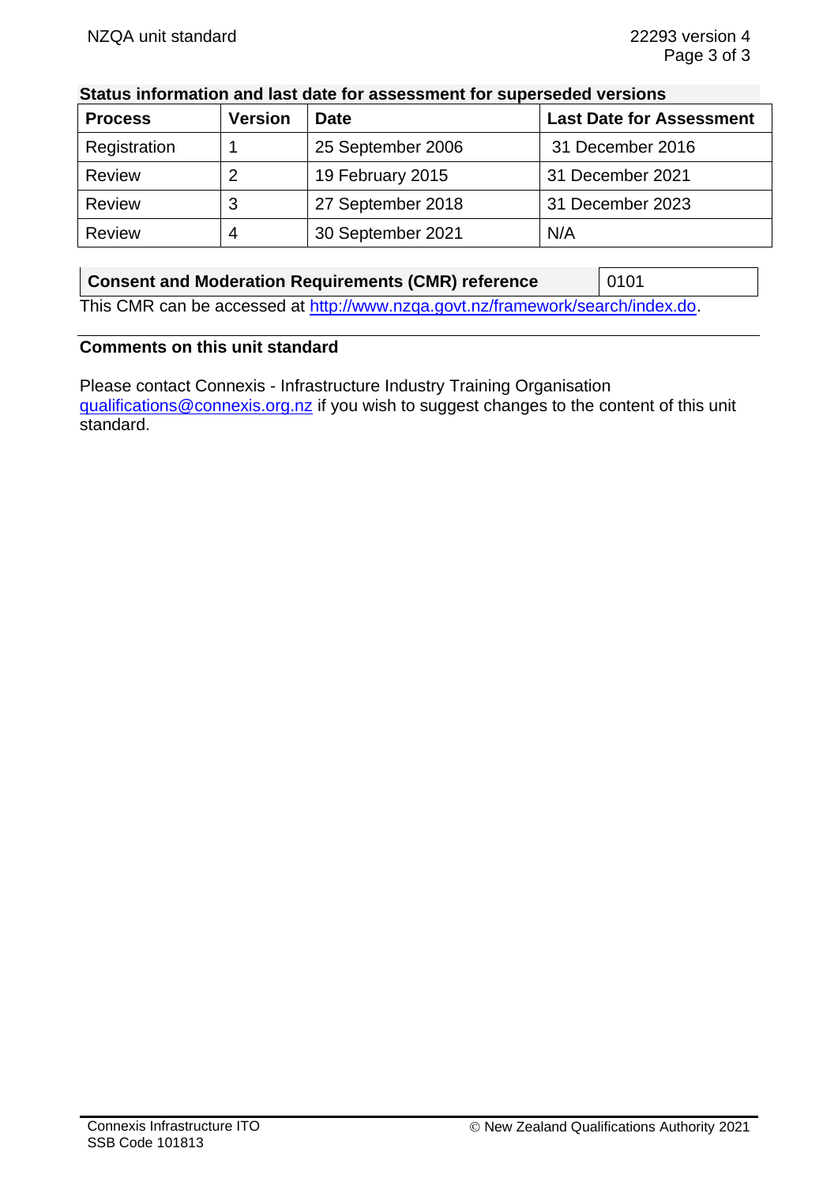**Status information and last date for assessment for superseded versions**

| Process | Version | Date | Last Date for Assessment |
|---|---|---|---|
| Registration | 1 | 25 September 2006 | 31 December 2016 |
| Review | 2 | 19 February 2015 | 31 December 2021 |
| Review | 3 | 27 September 2018 | 31 December 2023 |
| Review | 4 | 30 September 2021 | N/A |

| Consent and Moderation Requirements (CMR) reference | 0101 |
|---|---|

This CMR can be accessed at http://www.nzqa.govt.nz/framework/search/index.do.

**Comments on this unit standard**

Please contact Connexis - Infrastructure Industry Training Organisation qualifications@connexis.org.nz if you wish to suggest changes to the content of this unit standard.